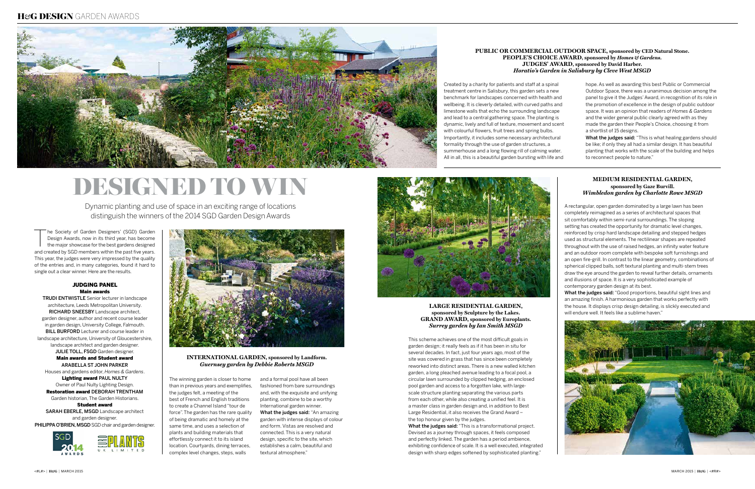# DESIGNED TO WIN

Dynamic planting and use of space in an exciting range of locations distinguish the winners of the 2014 SGD Garden Design Awards

The Society of Garden Designers' (SGD) Garden Design Awards, now in its third year, has become the major showcase for the best gardens designed and created by SGD members within the past five years. This year, the judges were very impressed by the quality of the entries and, in many categories, found it hard to single out a clear winner. Here are the results.

### JUDGING PANEL

**Main awards**

**TRUDI ENTWISTLE** Senior lecturer in landscape architecture, Leeds Metropolitan University.
**RICHARD SNEESBY** Landscape architect, garden designer, author and recent course leader in garden design, University College, Falmouth.
**BILL BURFORD** Lecturer and course leader in landscape architecture, University of Gloucestershire, landscape architect and garden designer.
**JULIE TOLL, FSGD** Garden designer.

**Main awards and Student award**

**ARABELLA ST JOHN PARKER** Houses and gardens editor, *Homes & Gardens*.

**Lighting award** **PAUL NULTY** Owner of Paul Nulty Lighting Design.

**Restoration award** **DEBORAH TRENTHAM** Garden historian, The Garden Historians.

**Student award**

**SARAH EBERLE, MSGD** Landscape architect and garden designer.
**PHILIPPA O'BRIEN, MSGD** SGD chair and garden designer.

SGD 2014 AWARDS

EUROPLANTS UK LIMITED

### INTERNATIONAL GARDEN, sponsored by Landform. *Guernsey garden by Debbie Roberts MSGD*

The winning garden is closer to home than in previous years and exemplifies, the judges felt, a meeting of the best of French and English traditions to create a Channel Island "tour de force". The garden has the rare quality of being dramatic and homely at the same time, and uses a selection of plants and building materials that effortlessly connect it to its island location. Courtyards, dining terraces, complex level changes, steps, walls and a formal pool have all been fashioned from bare surroundings and, with the exquisite and unifying planting, combine to be a worthy International garden winner.

**What the judges said:** "An amazing garden with intense displays of colour and form. Vistas are resolved and connected. This is a very natural design, specific to the site, which establishes a calm, beautiful and textural atmosphere."

### PUBLIC OR COMMERCIAL OUTDOOR SPACE, sponsored by CED Natural Stone. PEOPLE'S CHOICE AWARD, sponsored by *Homes & Gardens*. JUDGES' AWARD, sponsored by David Harber. *Horatio's Garden in Salisbury by Cleve West MSGD*

Created by a charity for patients and staff at a spinal treatment centre in Salisbury, this garden sets a new benchmark for landscapes concerned with health and wellbeing. It is cleverly detailed, with curved paths and limestone walls that echo the surrounding landscape and lead to a central gathering space. The planting is dynamic, lively and full of texture, movement and scent with colourful flowers, fruit trees and spring bulbs. Importantly, it includes some necessary architectural formality through the use of garden structures, a summerhouse and a long flowing rill of calming water. All in all, this is a beautiful garden bursting with life and hope. As well as awarding this best Public or Commercial Outdoor Space, there was a unanimous decision among the panel to give it the Judges' Award, in recognition of its role in the promotion of excellence in the design of public outdoor space. It was an opinion that readers of *Homes & Gardens* and the wider general public clearly agreed with as they made the garden their People's Choice, choosing it from a shortlist of 15 designs.

**What the judges said:** "This is what healing gardens should be like; if only they all had a similar design. It has beautiful planting that works with the scale of the building and helps to reconnect people to nature."

### LARGE RESIDENTIAL GARDEN, sponsored by Sculpture by the Lakes. GRAND AWARD, sponsored by Europlants. *Surrey garden by Ian Smith MSGD*

This scheme achieves one of the most difficult goals in garden design; it really feels as if it has been in situ for several decades. In fact, just four years ago, most of the site was covered in grass that has since been completely reworked into distinct areas. There is a new walled kitchen garden, a long pleached avenue leading to a focal pool, a circular lawn surrounded by clipped hedging, an enclosed pool garden and access to a forgotten lake, with large-scale structure planting separating the various parts from each other, while also creating a unified feel. It is a master class in garden design and, in addition to Best Large Residential, it also receives the Grand Award – the top honour given by the judges.

**What the judges said:** "This is a transformational project. Devised as a journey through spaces, it feels composed and perfectly linked. The garden has a period ambience, exhibiting confidence of scale. It is a well executed, integrated design with sharp edges softened by sophisticated planting."

### MEDIUM RESIDENTIAL GARDEN, sponsored by Gaze Burvill. *Wimbledon garden by Charlotte Rowe MSGD*

A rectangular, open garden dominated by a large lawn has been completely reimagined as a series of architectural spaces that sit comfortably within semi-rural surroundings. The sloping setting has created the opportunity for dramatic level changes, reinforced by crisp hard landscape detailing and stepped hedges used as structural elements. The rectilinear shapes are repeated throughout with the use of raised hedges, an infinity water feature and an outdoor room complete with bespoke soft furnishings and an open fire-grill. In contrast to the linear geometry, combinations of spherical clipped balls, soft textural planting and multi-stem trees draw the eye around the garden to reveal further details, ornaments and illusions of space. It is a very sophisticated example of contemporary garden design at its best.

**What the judges said:** "Good proportions, beautiful sight lines and an amazing finish. A harmonious garden that works perfectly with the house. It displays crisp design detailing, is slickly executed and will endure well. It feels like a sublime haven."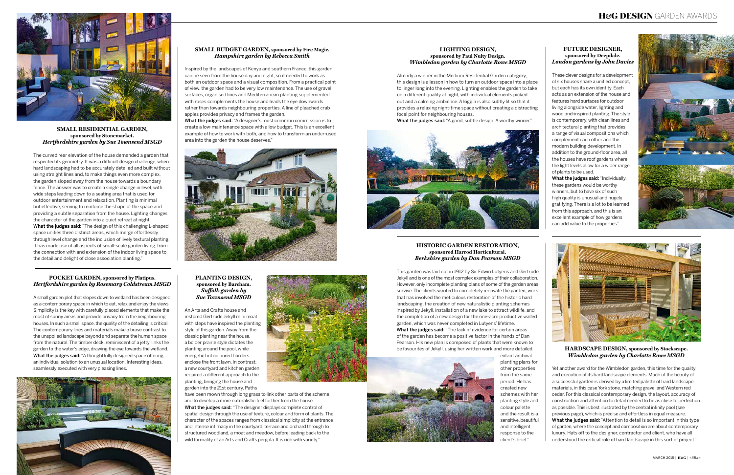## SMALL RESIDENTIAL GARDEN, sponsored by Stonemarket.
### *Hertfordshire garden by Sue Townsend MSGD*

The curved rear elevation of the house demanded a garden that respected its geometry. It was a difficult design challenge, where hard landscaping had to be accurately detailed and built without using straight lines and, to make things even more complex, the garden sloped away from the house towards a boundary fence. The answer was to create a single change in level, with wide steps leading down to a seating area that is used for outdoor entertainment and relaxation. Planting is minimal but effective, serving to reinforce the shape of the space and providing a subtle separation from the house. Lighting changes the character of the garden into a quiet retreat at night.
**What the judges said:** "The design of this challenging L-shaped space unifies three distinct areas, which merge effortlessly through level change and the inclusion of lively textural planting. It has made use of all aspects of small-scale garden living, from the connection with and extension of the indoor living space to the detail and delight of close association planting."

## POCKET GARDEN, sponsored by Platipus.
### *Hertfordshire garden by Rosemary Coldstream MSGD*

A small garden plot that slopes down to wetland has been designed as a contemporary space in which to eat, relax and enjoy the views. Simplicity is the key with carefully placed elements that make the most of sunny areas and provide privacy from the neighbouring houses. In such a small space, the quality of the detailing is critical. The contemporary lines and materials make a brave contrast to the unspoiled landscape beyond and separate the human space from the natural. The timber deck, reminiscent of a jetty, links the garden to the water's edge, drawing the eye towards the wetland.
**What the judges said:** "A thoughtfully designed space offering an individual solution to an unusual location. Interesting ideas, seamlessly executed with very pleasing lines."

## SMALL BUDGET GARDEN, sponsored by Fire Magic.
### *Hampshire garden by Rebecca Smith*

Inspired by the landscapes of Kenya and southern France, this garden can be seen from the house day and night, so it needed to work as both an outdoor space and a visual composition. From a practical point of view, the garden had to be very low maintenance. The use of gravel surfaces, organised lines and Mediterranean planting supplemented with roses complements the house and leads the eye downwards rather than towards neighbouring properties. A line of pleached crab apples provides privacy and frames the garden.
**What the judges said:** "A designer's most common commission is to create a low-maintenance space with a low budget. This is an excellent example of how to work with both, and how to transform an under-used area into the garden the house deserves."

## PLANTING DESIGN, sponsored by Barcham.
### *Suffolk garden by Sue Townsend MSGD*

An Arts and Crafts house and restored Gertrude Jekyll mini moat with steps have inspired the planting style of this garden. Away from the classic planting near the house, a bolder prairie style dictates the planting around the pool, while energetic hot coloured borders enclose the front lawn. In contrast, a new courtyard and kitchen garden required a different approach to the planting, bringing the house and garden into the 21st century. Paths have been mown through long grass to link other parts of the scheme and to develop a more naturalistic feel further from the house.
**What the judges said:** "The designer displays complete control of spatial design through the use of texture, colour and form of plants. The character of the spaces ranges from classical simplicity at the entrance and intense intimacy in the courtyard, terrace and orchard through to structured woodland, a moat and meadow, before leading back to the wild formality of an Arts and Crafts pergola. It is rich with variety."

## LIGHTING DESIGN, sponsored by Paul Nulty Design.
### *Wimbledon garden by Charlotte Rowe MSGD*

Already a winner in the Medium Residential Garden category, this design is a lesson in how to turn an outdoor space into a place to linger long into the evening. Lighting enables the garden to take on a different quality at night, with individual elements picked out and a calming ambience. A loggia is also subtly lit so that it provides a relaxing night-time space without creating a distracting focal point for neighbouring houses.
**What the judges said:** "A good, subtle design. A worthy winner."

## HISTORIC GARDEN RESTORATION, sponsored Harrod Horticultural.
### *Berkshire garden by Dan Pearson MSGD*

This garden was laid out in 1912 by Sir Edwin Lutyens and Gertrude Jekyll and is one of the most complex examples of their collaboration. However, only incomplete planting plans of some of the garden areas survive. The clients wanted to completely renovate the garden, work that has involved the meticulous restoration of the historic hard landscaping, the creation of new naturalistic planting schemes inspired by Jekyll, installation of a new lake to attract wildlife, and the completion of a new design for the one-acre productive walled garden, which was never completed in Lutyens' lifetime.
**What the judges said:** "The lack of evidence for certain areas of the garden has become a positive factor in the hands of Dan Pearson. His new plan is composed of plants that were known to be favourites of Jekyll, using her written work and more detailed extant archival planting plans for other properties from the same period. He has created new schemes with her planting style and colour palette and the result is a sensitive, beautiful and intelligent response to the client's brief."

## FUTURE DESIGNER, sponsored by Deepdale.
### *London gardens by John Davies*

These clever designs for a development of six houses share a unified concept, but each has its own identity. Each acts as an extension of the house and features hard surfaces for outdoor living alongside water, lighting and woodland-inspired planting. The style is contemporary, with clean lines and architectural planting that provides a range of visual compositions which complement each other and the modern building development. In addition to the ground-floor area, all the houses have roof gardens where the light levels allow for a wider range of plants to be used.
**What the judges said:** "Individually, these gardens would be worthy winners, but to have six of such high quality is unusual and hugely gratifying. There is a lot to be learned from this approach, and this is an excellent example of how gardens can add value to the properties."

## HARDSCAPE DESIGN, sponsored by Stockscape.
### *Wimbledon garden by Charlotte Rowe MSGD*

Yet another award for the Wimbledon garden, this time for the quality and execution of its hard landscape elements. Much of the beauty of a successful garden is derived by a limited palette of hard landscape materials, in this case York stone, matching gravel and Western red cedar. For this classical contemporary design, the layout, accuracy of construction and attention to detail needed to be as close to perfection as possible. This is best illustrated by the central infinity pool (see previous page), which is precise and effortless in equal measure.
**What the judges said:** "Attention to detail is so important in this type of garden, where the concept and composition are about contemporary luxury. Hats off to the designer, contractor and client, who have all understood the critical role of hard landscape in this sort of project."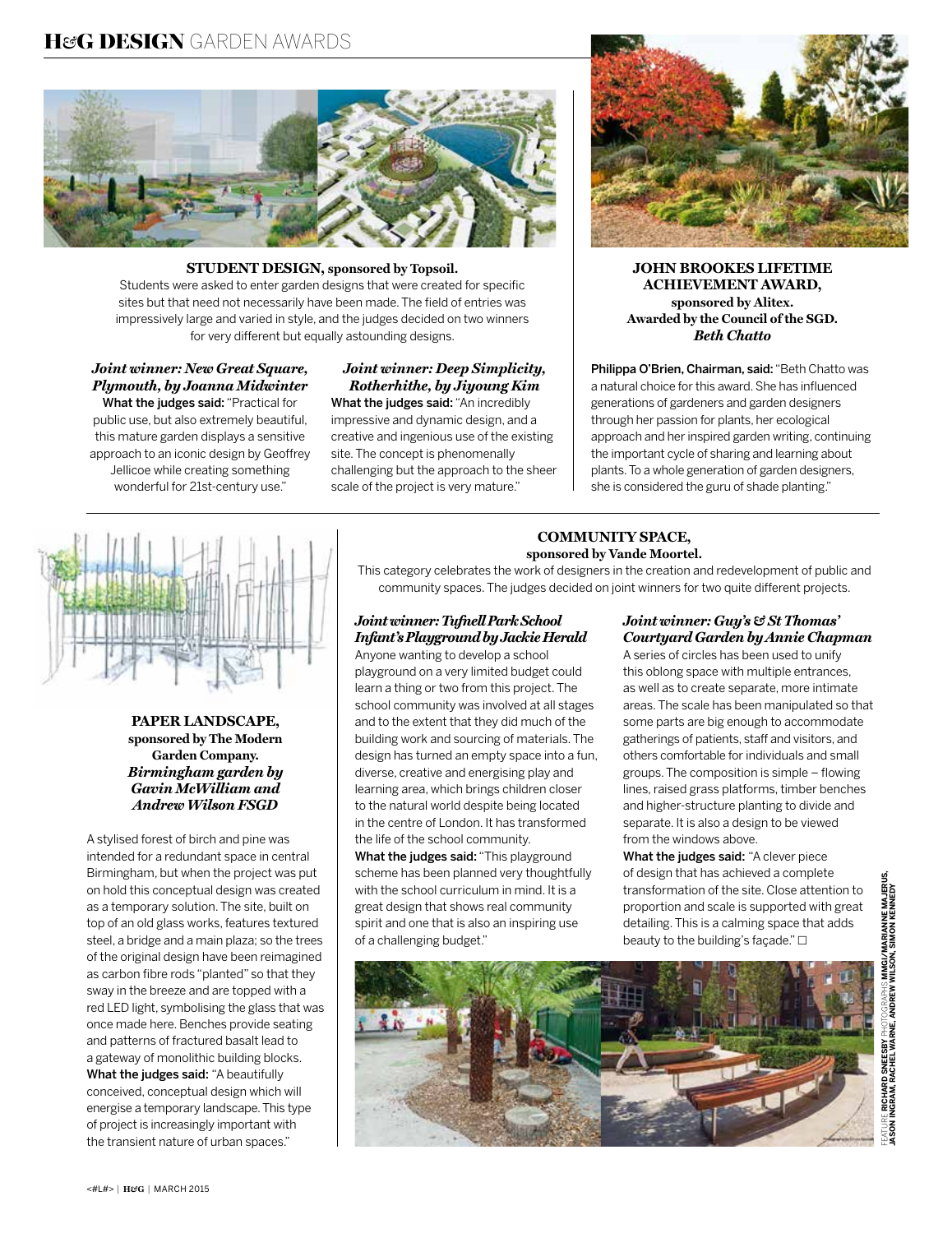## STUDENT DESIGN, sponsored by Topsoil.

Students were asked to enter garden designs that were created for specific sites but that need not necessarily have been made. The field of entries was impressively large and varied in style, and the judges decided on two winners for very different but equally astounding designs.

***Joint winner: New Great Square, Plymouth, by Joanna Midwinter***

**What the judges said:** "Practical for public use, but also extremely beautiful, this mature garden displays a sensitive approach to an iconic design by Geoffrey Jellicoe while creating something wonderful for 21st-century use."

***Joint winner: Deep Simplicity, Rotherhithe, by Jiyoung Kim***

**What the judges said:** "An incredibly impressive and dynamic design, and a creative and ingenious use of the existing site. The concept is phenomenally challenging but the approach to the sheer scale of the project is very mature."

## JOHN BROOKES LIFETIME ACHIEVEMENT AWARD, sponsored by Alitex. Awarded by the Council of the SGD.

***Beth Chatto***

**Philippa O'Brien, Chairman, said:** "Beth Chatto was a natural choice for this award. She has influenced generations of gardeners and garden designers through her passion for plants, her ecological approach and her inspired garden writing, continuing the important cycle of sharing and learning about plants. To a whole generation of garden designers, she is considered the guru of shade planting."

## PAPER LANDSCAPE, sponsored by The Modern Garden Company.

***Birmingham garden by Gavin McWilliam and Andrew Wilson FSGD***

A stylised forest of birch and pine was intended for a redundant space in central Birmingham, but when the project was put on hold this conceptual design was created as a temporary solution. The site, built on top of an old glass works, features textured steel, a bridge and a main plaza; so the trees of the original design have been reimagined as carbon fibre rods "planted" so that they sway in the breeze and are topped with a red LED light, symbolising the glass that was once made here. Benches provide seating and patterns of fractured basalt lead to a gateway of monolithic building blocks.

**What the judges said:** "A beautifully conceived, conceptual design which will energise a temporary landscape. This type of project is increasingly important with the transient nature of urban spaces."

## COMMUNITY SPACE, sponsored by Vande Moortel.

This category celebrates the work of designers in the creation and redevelopment of public and community spaces. The judges decided on joint winners for two quite different projects.

***Joint winner: Tufnell Park School Infant's Playground by Jackie Herald***

Anyone wanting to develop a school playground on a very limited budget could learn a thing or two from this project. The school community was involved at all stages and to the extent that they did much of the building work and sourcing of materials. The design has turned an empty space into a fun, diverse, creative and energising play and learning area, which brings children closer to the natural world despite being located in the centre of London. It has transformed the life of the school community.

**What the judges said:** "This playground scheme has been planned very thoughtfully with the school curriculum in mind. It is a great design that shows real community spirit and one that is also an inspiring use of a challenging budget."

***Joint winner: Guy's & St Thomas' Courtyard Garden by Annie Chapman***

A series of circles has been used to unify this oblong space with multiple entrances, as well as to create separate, more intimate areas. The scale has been manipulated so that some parts are big enough to accommodate gatherings of patients, staff and visitors, and others comfortable for individuals and small groups. The composition is simple – flowing lines, raised grass platforms, timber benches and higher-structure planting to divide and separate. It is also a design to be viewed from the windows above.

**What the judges said:** "A clever piece of design that has achieved a complete transformation of the site. Close attention to proportion and scale is supported with great detailing. This is a calming space that adds beauty to the building's façade." □

FEATURE **RICHARD SNEESBY** PHOTOGRAPHS **MMGI/MARIANNE MAJERUS, JASON INGRAM, RACHEL WARNE, ANDREW WILSON, SIMON KENNEDY**